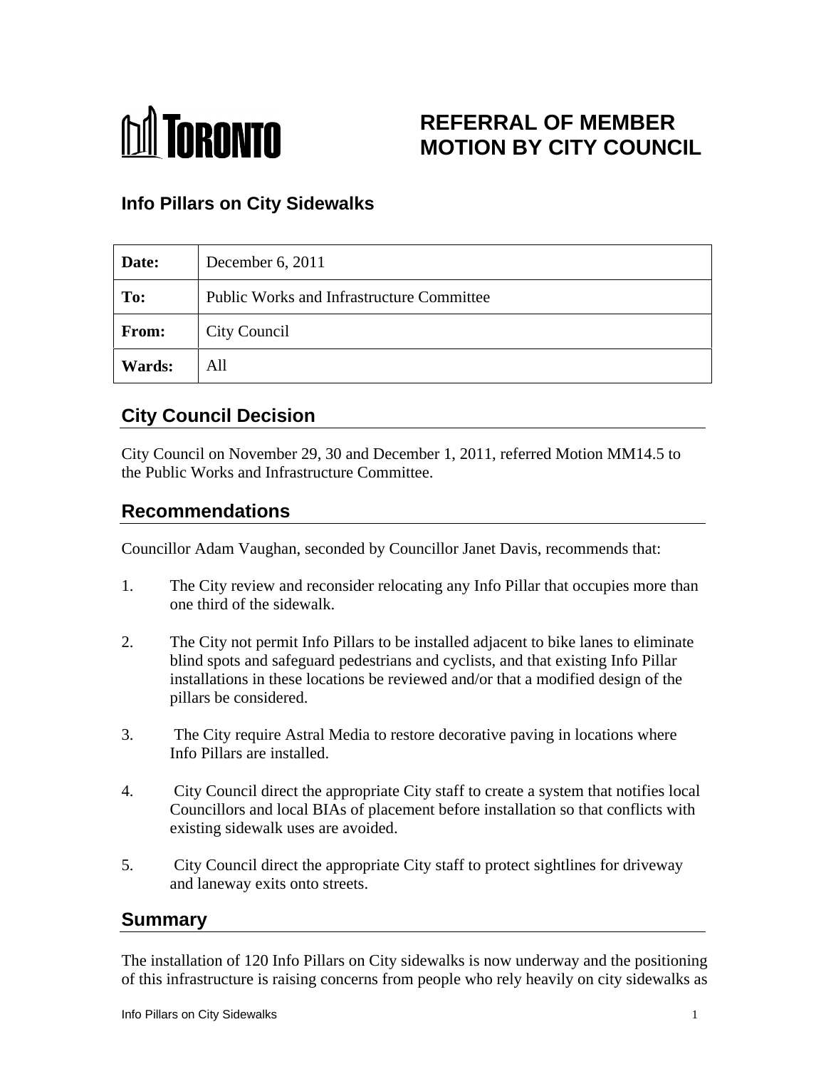TORONTO

# REFERRAL OF MEMBER MOTION BY CITY COUNCIL

## Info Pillars on City Sidewalks

| Date: | December 6, 2011 |
|---|---|
| To: | Public Works and Infrastructure Committee |
| From: | City Council |
| Wards: | All |

## City Council Decision

City Council on November 29, 30 and December 1, 2011, referred Motion MM14.5 to the Public Works and Infrastructure Committee.

## Recommendations

Councillor Adam Vaughan, seconded by Councillor Janet Davis, recommends that:

1. The City review and reconsider relocating any Info Pillar that occupies more than one third of the sidewalk.

2. The City not permit Info Pillars to be installed adjacent to bike lanes to eliminate blind spots and safeguard pedestrians and cyclists, and that existing Info Pillar installations in these locations be reviewed and/or that a modified design of the pillars be considered.

3. The City require Astral Media to restore decorative paving in locations where Info Pillars are installed.

4. City Council direct the appropriate City staff to create a system that notifies local Councillors and local BIAs of placement before installation so that conflicts with existing sidewalk uses are avoided.

5. City Council direct the appropriate City staff to protect sightlines for driveway and laneway exits onto streets.

## Summary

The installation of 120 Info Pillars on City sidewalks is now underway and the positioning of this infrastructure is raising concerns from people who rely heavily on city sidewalks as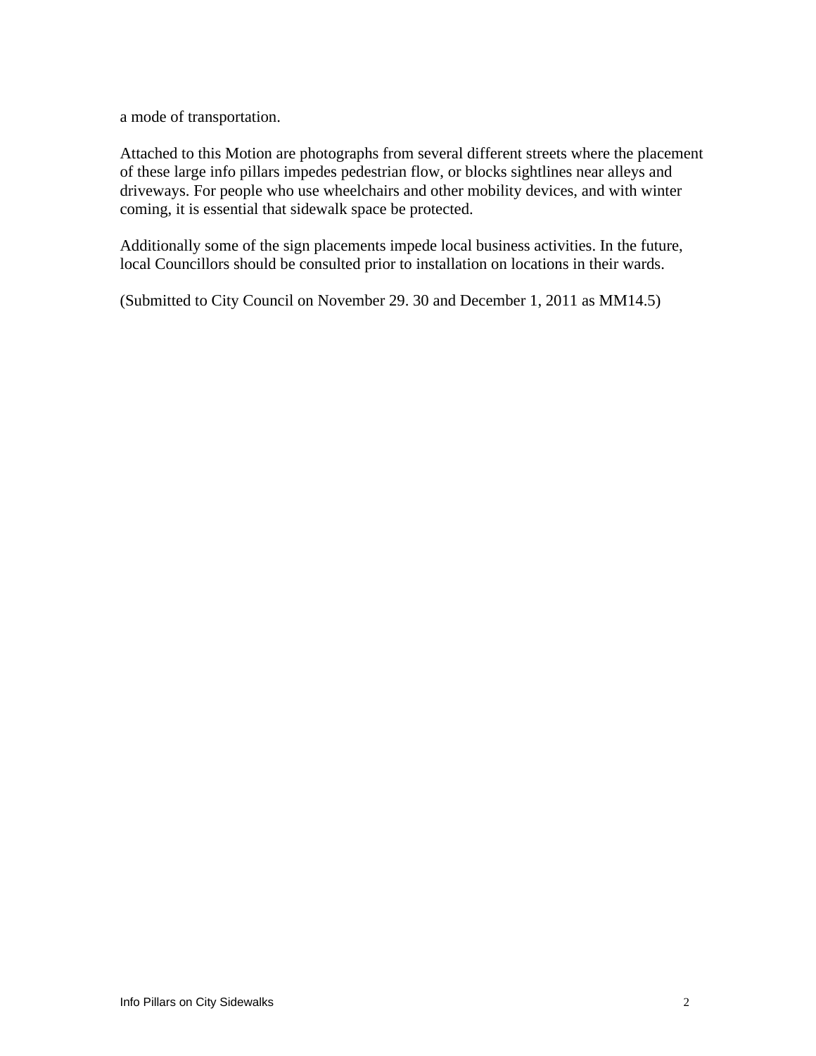a mode of transportation.

Attached to this Motion are photographs from several different streets where the placement of these large info pillars impedes pedestrian flow, or blocks sightlines near alleys and driveways. For people who use wheelchairs and other mobility devices, and with winter coming, it is essential that sidewalk space be protected.

Additionally some of the sign placements impede local business activities. In the future, local Councillors should be consulted prior to installation on locations in their wards.

(Submitted to City Council on November 29. 30 and December 1, 2011 as MM14.5)